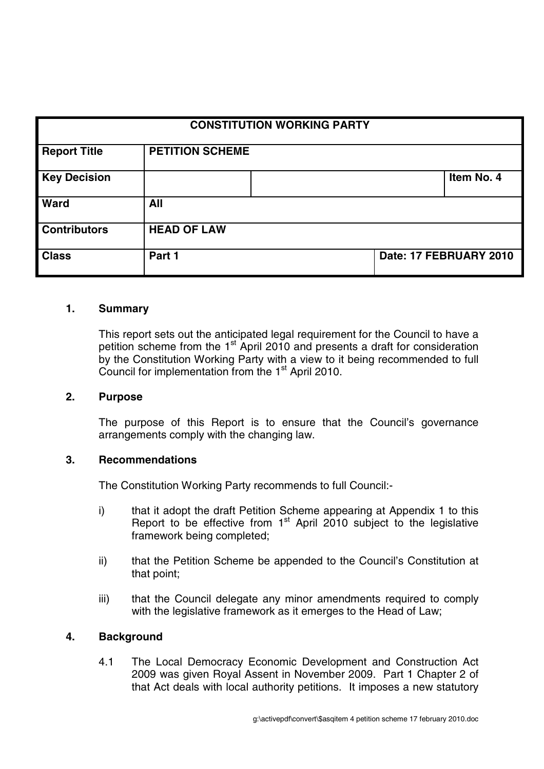| CONSTITUTION WORKING PARTY | | | |
|---|---|---|---|
| **Report Title** | **PETITION SCHEME** | | |
| **Key Decision** | | | **Item No. 4** |
| **Ward** | **All** | | |
| **Contributors** | **HEAD OF LAW** | | |
| **Class** | **Part 1** | | **Date: 17 FEBRUARY 2010** |

## 1. Summary

This report sets out the anticipated legal requirement for the Council to have a petition scheme from the 1st April 2010 and presents a draft for consideration by the Constitution Working Party with a view to it being recommended to full Council for implementation from the 1st April 2010.

## 2. Purpose

The purpose of this Report is to ensure that the Council's governance arrangements comply with the changing law.

## 3. Recommendations

The Constitution Working Party recommends to full Council:-

i) that it adopt the draft Petition Scheme appearing at Appendix 1 to this Report to be effective from 1st April 2010 subject to the legislative framework being completed;

ii) that the Petition Scheme be appended to the Council's Constitution at that point;

iii) that the Council delegate any minor amendments required to comply with the legislative framework as it emerges to the Head of Law;

## 4. Background

4.1 The Local Democracy Economic Development and Construction Act 2009 was given Royal Assent in November 2009. Part 1 Chapter 2 of that Act deals with local authority petitions. It imposes a new statutory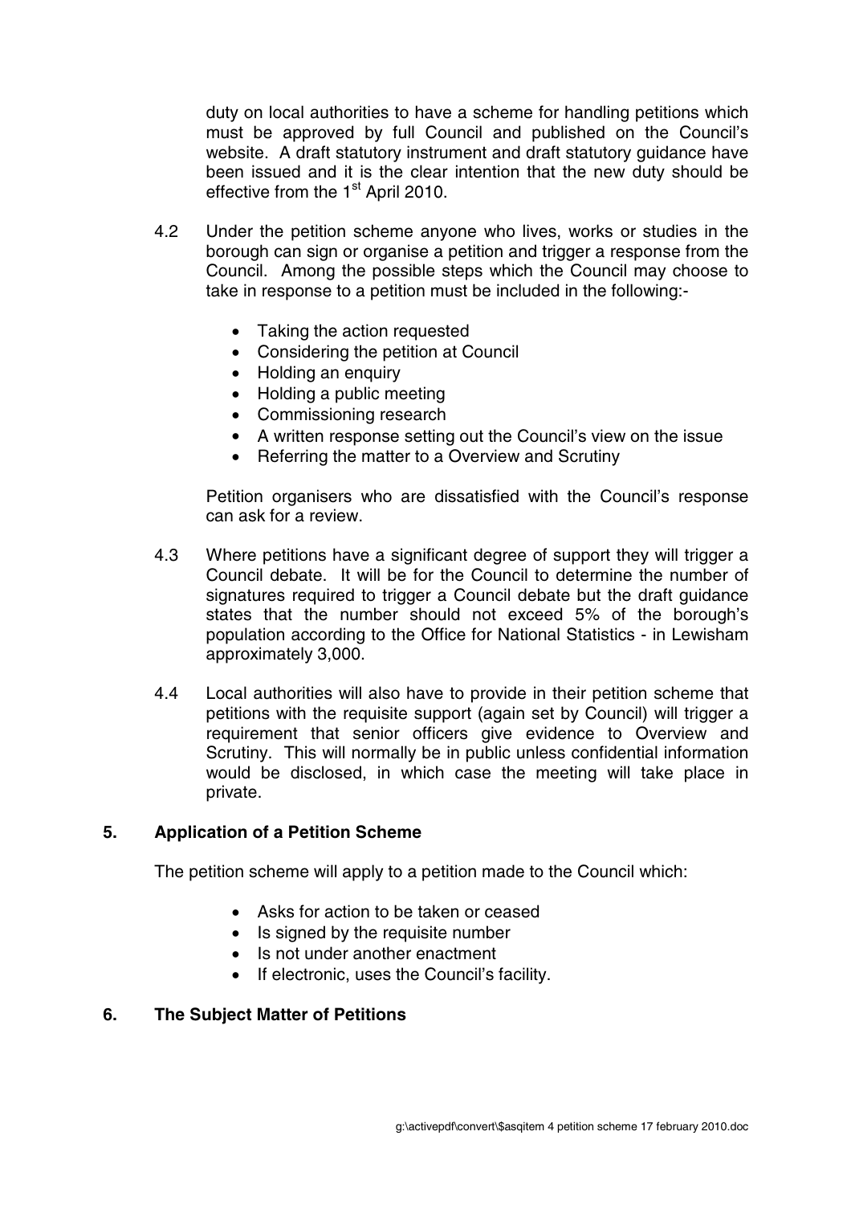duty on local authorities to have a scheme for handling petitions which must be approved by full Council and published on the Council's website. A draft statutory instrument and draft statutory guidance have been issued and it is the clear intention that the new duty should be effective from the 1st April 2010.

4.2 Under the petition scheme anyone who lives, works or studies in the borough can sign or organise a petition and trigger a response from the Council. Among the possible steps which the Council may choose to take in response to a petition must be included in the following:-

- Taking the action requested
- Considering the petition at Council
- Holding an enquiry
- Holding a public meeting
- Commissioning research
- A written response setting out the Council's view on the issue
- Referring the matter to a Overview and Scrutiny

Petition organisers who are dissatisfied with the Council's response can ask for a review.

4.3 Where petitions have a significant degree of support they will trigger a Council debate. It will be for the Council to determine the number of signatures required to trigger a Council debate but the draft guidance states that the number should not exceed 5% of the borough's population according to the Office for National Statistics - in Lewisham approximately 3,000.

4.4 Local authorities will also have to provide in their petition scheme that petitions with the requisite support (again set by Council) will trigger a requirement that senior officers give evidence to Overview and Scrutiny. This will normally be in public unless confidential information would be disclosed, in which case the meeting will take place in private.

## 5. Application of a Petition Scheme

The petition scheme will apply to a petition made to the Council which:

- Asks for action to be taken or ceased
- Is signed by the requisite number
- Is not under another enactment
- If electronic, uses the Council's facility.

## 6. The Subject Matter of Petitions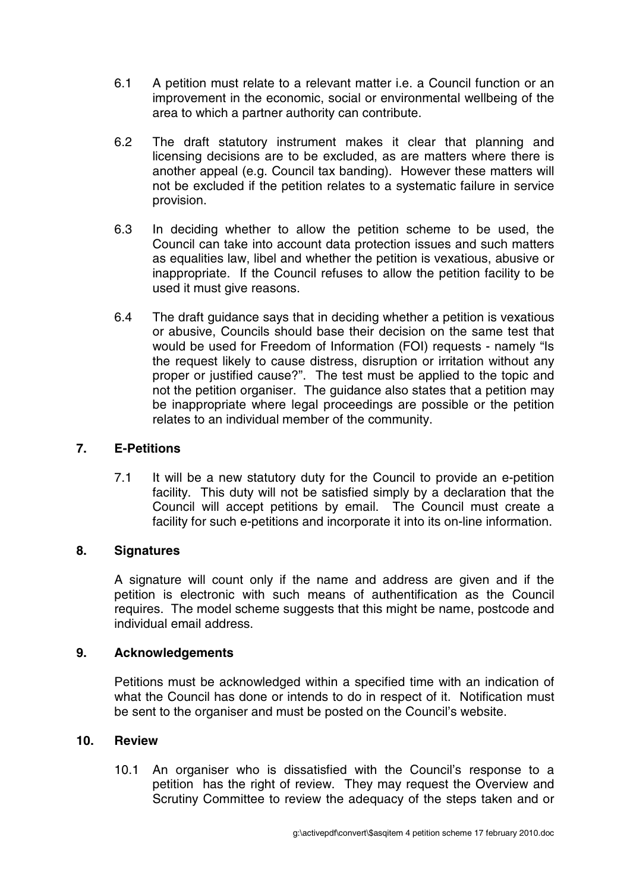6.1 A petition must relate to a relevant matter i.e. a Council function or an improvement in the economic, social or environmental wellbeing of the area to which a partner authority can contribute.

6.2 The draft statutory instrument makes it clear that planning and licensing decisions are to be excluded, as are matters where there is another appeal (e.g. Council tax banding). However these matters will not be excluded if the petition relates to a systematic failure in service provision.

6.3 In deciding whether to allow the petition scheme to be used, the Council can take into account data protection issues and such matters as equalities law, libel and whether the petition is vexatious, abusive or inappropriate. If the Council refuses to allow the petition facility to be used it must give reasons.

6.4 The draft guidance says that in deciding whether a petition is vexatious or abusive, Councils should base their decision on the same test that would be used for Freedom of Information (FOI) requests - namely "Is the request likely to cause distress, disruption or irritation without any proper or justified cause?". The test must be applied to the topic and not the petition organiser. The guidance also states that a petition may be inappropriate where legal proceedings are possible or the petition relates to an individual member of the community.

## 7. E-Petitions

7.1 It will be a new statutory duty for the Council to provide an e-petition facility. This duty will not be satisfied simply by a declaration that the Council will accept petitions by email. The Council must create a facility for such e-petitions and incorporate it into its on-line information.

## 8. Signatures

A signature will count only if the name and address are given and if the petition is electronic with such means of authentification as the Council requires. The model scheme suggests that this might be name, postcode and individual email address.

## 9. Acknowledgements

Petitions must be acknowledged within a specified time with an indication of what the Council has done or intends to do in respect of it. Notification must be sent to the organiser and must be posted on the Council's website.

## 10. Review

10.1 An organiser who is dissatisfied with the Council's response to a petition has the right of review. They may request the Overview and Scrutiny Committee to review the adequacy of the steps taken and or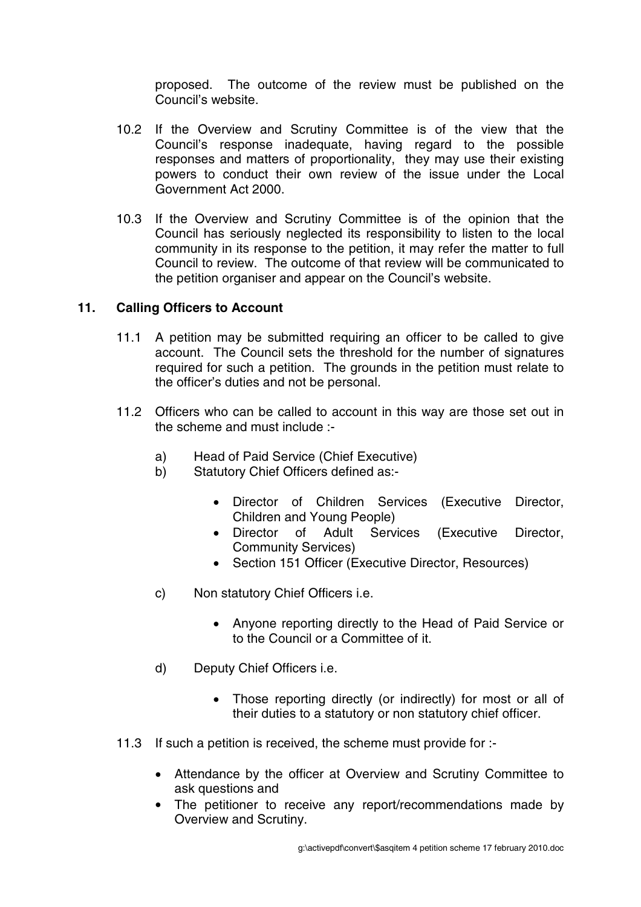proposed. The outcome of the review must be published on the Council's website.

10.2 If the Overview and Scrutiny Committee is of the view that the Council's response inadequate, having regard to the possible responses and matters of proportionality, they may use their existing powers to conduct their own review of the issue under the Local Government Act 2000.

10.3 If the Overview and Scrutiny Committee is of the opinion that the Council has seriously neglected its responsibility to listen to the local community in its response to the petition, it may refer the matter to full Council to review. The outcome of that review will be communicated to the petition organiser and appear on the Council's website.

## 11. Calling Officers to Account

11.1 A petition may be submitted requiring an officer to be called to give account. The Council sets the threshold for the number of signatures required for such a petition. The grounds in the petition must relate to the officer's duties and not be personal.

11.2 Officers who can be called to account in this way are those set out in the scheme and must include :-

a) Head of Paid Service (Chief Executive)

b) Statutory Chief Officers defined as:-

- Director of Children Services (Executive Director, Children and Young People)
- Director of Adult Services (Executive Director, Community Services)
- Section 151 Officer (Executive Director, Resources)

c) Non statutory Chief Officers i.e.

- Anyone reporting directly to the Head of Paid Service or to the Council or a Committee of it.

d) Deputy Chief Officers i.e.

- Those reporting directly (or indirectly) for most or all of their duties to a statutory or non statutory chief officer.

11.3 If such a petition is received, the scheme must provide for :-

- Attendance by the officer at Overview and Scrutiny Committee to ask questions and
- The petitioner to receive any report/recommendations made by Overview and Scrutiny.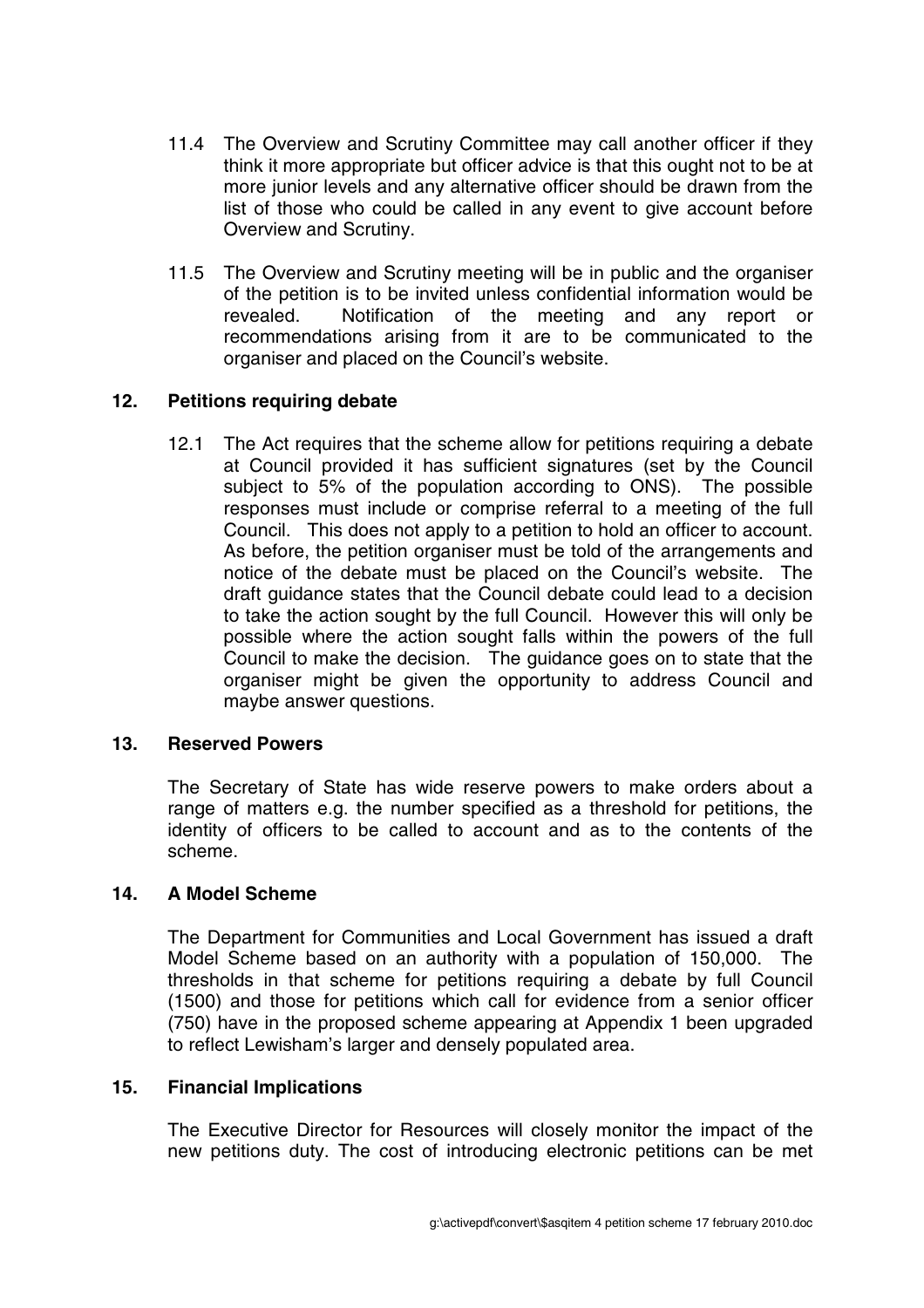11.4 The Overview and Scrutiny Committee may call another officer if they think it more appropriate but officer advice is that this ought not to be at more junior levels and any alternative officer should be drawn from the list of those who could be called in any event to give account before Overview and Scrutiny.

11.5 The Overview and Scrutiny meeting will be in public and the organiser of the petition is to be invited unless confidential information would be revealed. Notification of the meeting and any report or recommendations arising from it are to be communicated to the organiser and placed on the Council's website.

## 12. Petitions requiring debate

12.1 The Act requires that the scheme allow for petitions requiring a debate at Council provided it has sufficient signatures (set by the Council subject to 5% of the population according to ONS). The possible responses must include or comprise referral to a meeting of the full Council. This does not apply to a petition to hold an officer to account. As before, the petition organiser must be told of the arrangements and notice of the debate must be placed on the Council's website. The draft guidance states that the Council debate could lead to a decision to take the action sought by the full Council. However this will only be possible where the action sought falls within the powers of the full Council to make the decision. The guidance goes on to state that the organiser might be given the opportunity to address Council and maybe answer questions.

## 13. Reserved Powers

The Secretary of State has wide reserve powers to make orders about a range of matters e.g. the number specified as a threshold for petitions, the identity of officers to be called to account and as to the contents of the scheme.

## 14. A Model Scheme

The Department for Communities and Local Government has issued a draft Model Scheme based on an authority with a population of 150,000. The thresholds in that scheme for petitions requiring a debate by full Council (1500) and those for petitions which call for evidence from a senior officer (750) have in the proposed scheme appearing at Appendix 1 been upgraded to reflect Lewisham's larger and densely populated area.

## 15. Financial Implications

The Executive Director for Resources will closely monitor the impact of the new petitions duty. The cost of introducing electronic petitions can be met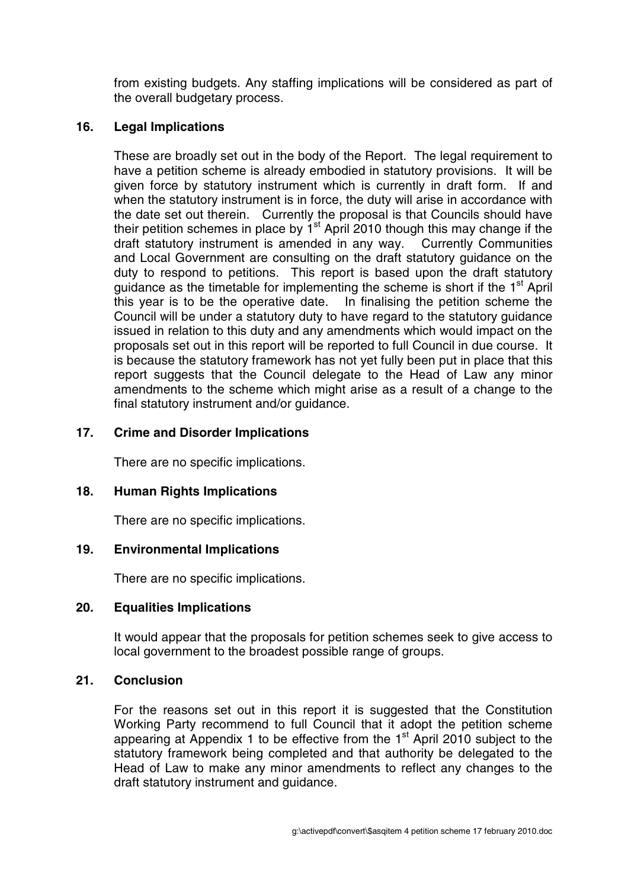from existing budgets. Any staffing implications will be considered as part of the overall budgetary process.

## 16. Legal Implications

These are broadly set out in the body of the Report. The legal requirement to have a petition scheme is already embodied in statutory provisions. It will be given force by statutory instrument which is currently in draft form. If and when the statutory instrument is in force, the duty will arise in accordance with the date set out therein. Currently the proposal is that Councils should have their petition schemes in place by 1st April 2010 though this may change if the draft statutory instrument is amended in any way. Currently Communities and Local Government are consulting on the draft statutory guidance on the duty to respond to petitions. This report is based upon the draft statutory guidance as the timetable for implementing the scheme is short if the 1st April this year is to be the operative date. In finalising the petition scheme the Council will be under a statutory duty to have regard to the statutory guidance issued in relation to this duty and any amendments which would impact on the proposals set out in this report will be reported to full Council in due course. It is because the statutory framework has not yet fully been put in place that this report suggests that the Council delegate to the Head of Law any minor amendments to the scheme which might arise as a result of a change to the final statutory instrument and/or guidance.

## 17. Crime and Disorder Implications

There are no specific implications.

## 18. Human Rights Implications

There are no specific implications.

## 19. Environmental Implications

There are no specific implications.

## 20. Equalities Implications

It would appear that the proposals for petition schemes seek to give access to local government to the broadest possible range of groups.

## 21. Conclusion

For the reasons set out in this report it is suggested that the Constitution Working Party recommend to full Council that it adopt the petition scheme appearing at Appendix 1 to be effective from the 1st April 2010 subject to the statutory framework being completed and that authority be delegated to the Head of Law to make any minor amendments to reflect any changes to the draft statutory instrument and guidance.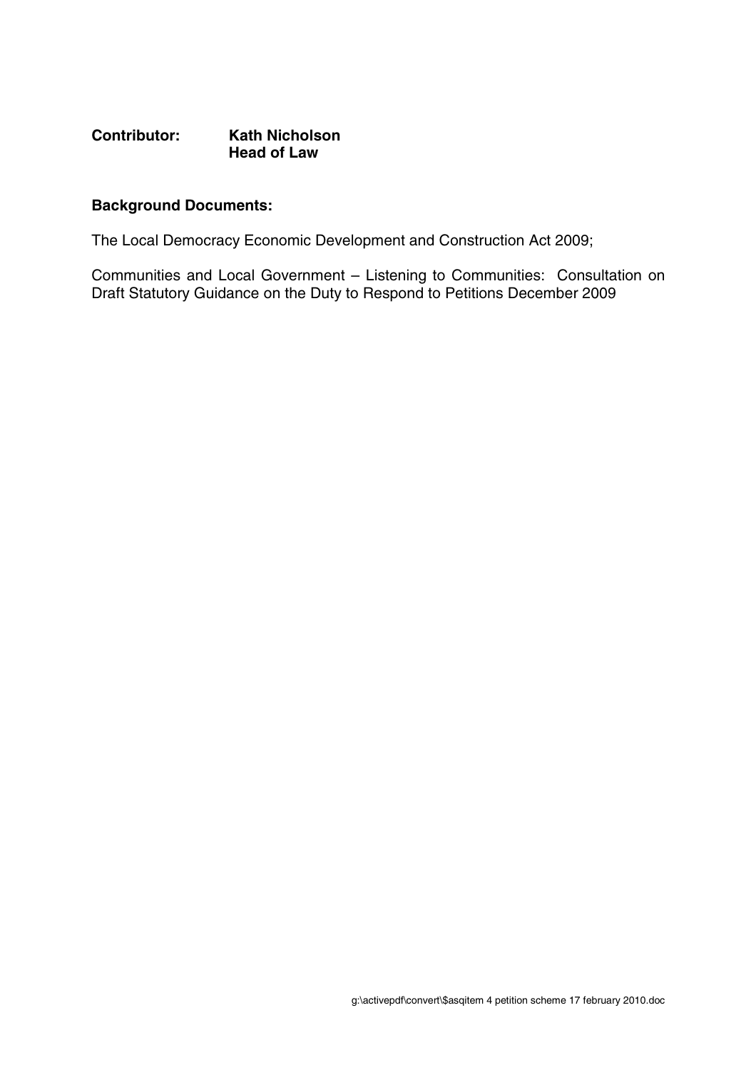**Contributor: Kath Nicholson**
**Head of Law**

**Background Documents:**

The Local Democracy Economic Development and Construction Act 2009;

Communities and Local Government – Listening to Communities: Consultation on Draft Statutory Guidance on the Duty to Respond to Petitions December 2009